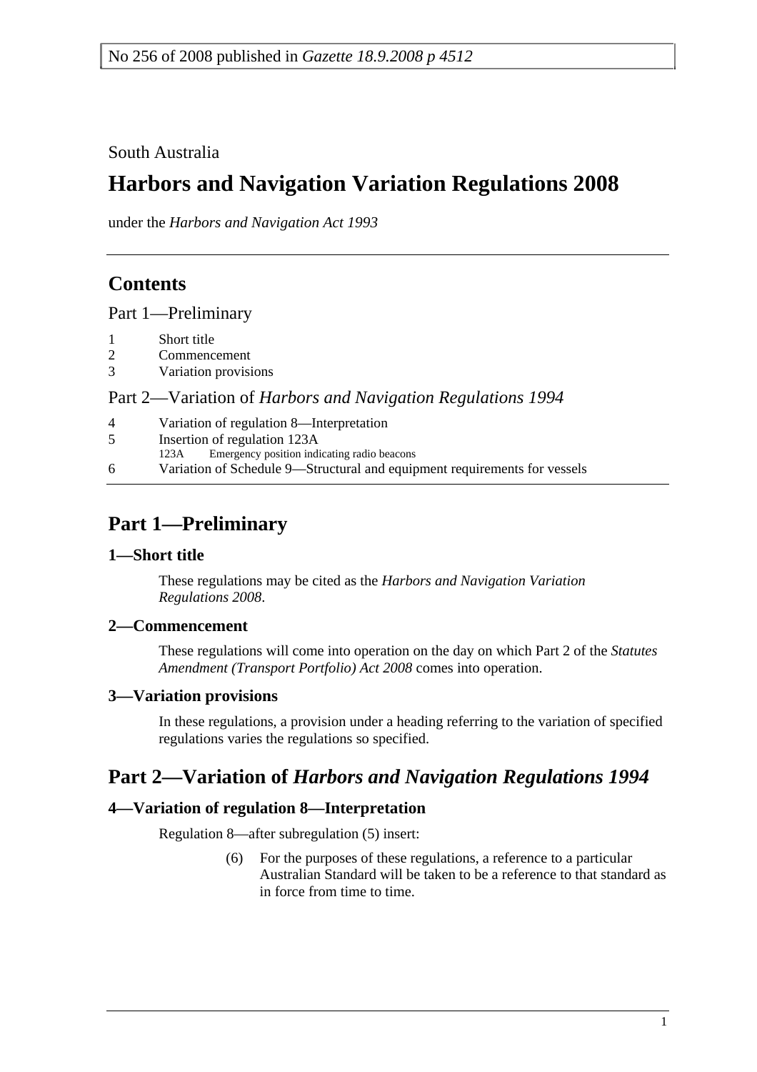No 256 of 2008 published in *Gazette 18.9.2008 p 4512*

South Australia

# Harbors and Navigation Variation Regulations 2008

under the *Harbors and Navigation Act 1993*

## Contents

Part 1—Preliminary

1 Short title
2 Commencement
3 Variation provisions

Part 2—Variation of *Harbors and Navigation Regulations 1994*

4 Variation of regulation 8—Interpretation
5 Insertion of regulation 123A
  123A Emergency position indicating radio beacons
6 Variation of Schedule 9—Structural and equipment requirements for vessels

## Part 1—Preliminary

### 1—Short title

These regulations may be cited as the *Harbors and Navigation Variation Regulations 2008*.

### 2—Commencement

These regulations will come into operation on the day on which Part 2 of the *Statutes Amendment (Transport Portfolio) Act 2008* comes into operation.

### 3—Variation provisions

In these regulations, a provision under a heading referring to the variation of specified regulations varies the regulations so specified.

## Part 2—Variation of *Harbors and Navigation Regulations 1994*

### 4—Variation of regulation 8—Interpretation

Regulation 8—after subregulation (5) insert:

(6) For the purposes of these regulations, a reference to a particular Australian Standard will be taken to be a reference to that standard as in force from time to time.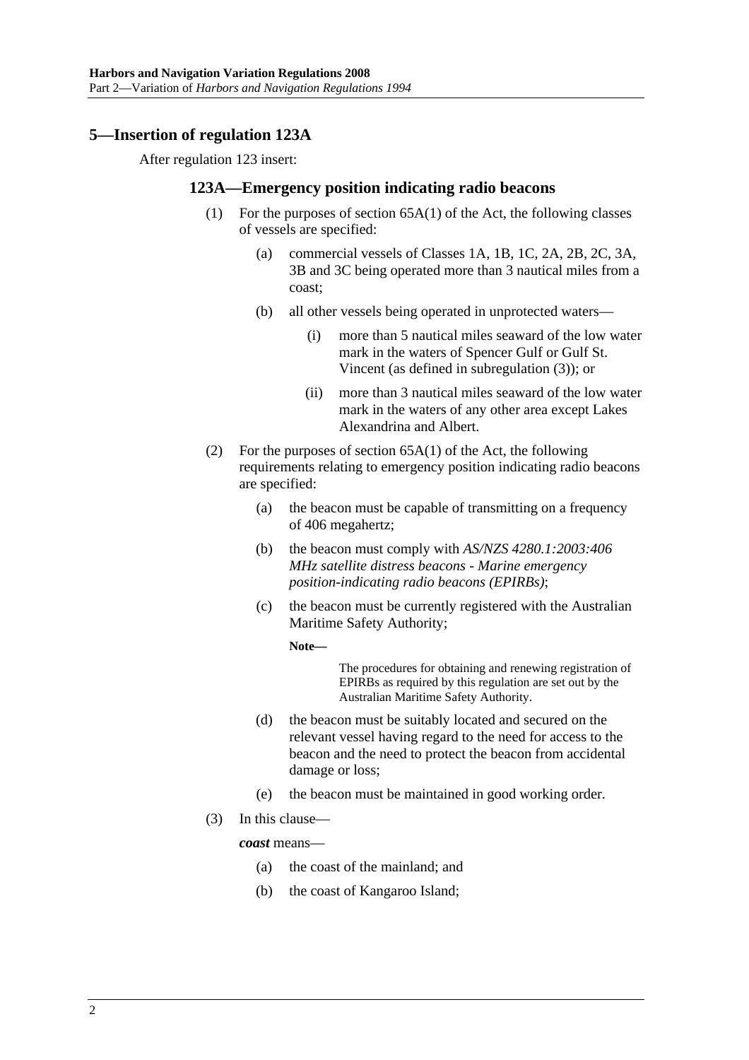## 5—Insertion of regulation 123A

After regulation 123 insert:

### 123A—Emergency position indicating radio beacons

(1) For the purposes of section 65A(1) of the Act, the following classes of vessels are specified:

- (a) commercial vessels of Classes 1A, 1B, 1C, 2A, 2B, 2C, 3A, 3B and 3C being operated more than 3 nautical miles from a coast;
- (b) all other vessels being operated in unprotected waters—
  - (i) more than 5 nautical miles seaward of the low water mark in the waters of Spencer Gulf or Gulf St. Vincent (as defined in subregulation (3)); or
  - (ii) more than 3 nautical miles seaward of the low water mark in the waters of any other area except Lakes Alexandrina and Albert.

(2) For the purposes of section 65A(1) of the Act, the following requirements relating to emergency position indicating radio beacons are specified:

- (a) the beacon must be capable of transmitting on a frequency of 406 megahertz;
- (b) the beacon must comply with *AS/NZS 4280.1:2003:406 MHz satellite distress beacons - Marine emergency position-indicating radio beacons (EPIRBs)*;
- (c) the beacon must be currently registered with the Australian Maritime Safety Authority;

  **Note—**

  The procedures for obtaining and renewing registration of EPIRBs as required by this regulation are set out by the Australian Maritime Safety Authority.

- (d) the beacon must be suitably located and secured on the relevant vessel having regard to the need for access to the beacon and the need to protect the beacon from accidental damage or loss;
- (e) the beacon must be maintained in good working order.

(3) In this clause—

***coast*** means—

- (a) the coast of the mainland; and
- (b) the coast of Kangaroo Island;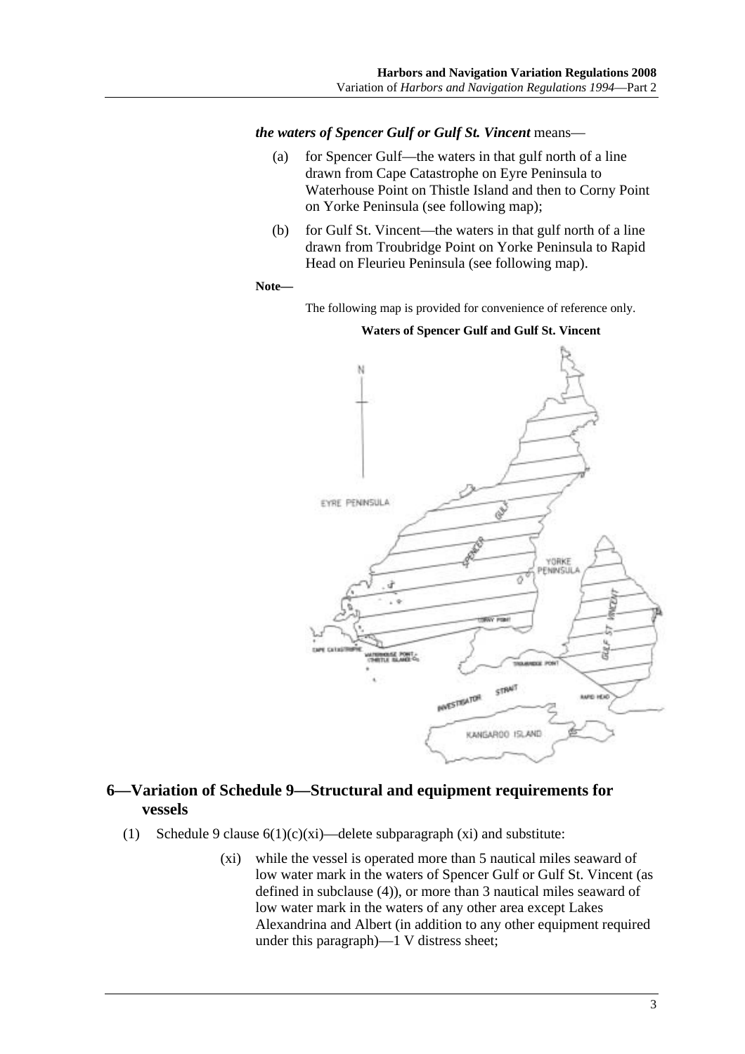*the waters of Spencer Gulf or Gulf St. Vincent* means—

(a) for Spencer Gulf—the waters in that gulf north of a line drawn from Cape Catastrophe on Eyre Peninsula to Waterhouse Point on Thistle Island and then to Corny Point on Yorke Peninsula (see following map);

(b) for Gulf St. Vincent—the waters in that gulf north of a line drawn from Troubridge Point on Yorke Peninsula to Rapid Head on Fleurieu Peninsula (see following map).

**Note—**

The following map is provided for convenience of reference only.

**Waters of Spencer Gulf and Gulf St. Vincent**

## 6—Variation of Schedule 9—Structural and equipment requirements for vessels

(1) Schedule 9 clause 6(1)(c)(xi)—delete subparagraph (xi) and substitute:

(xi) while the vessel is operated more than 5 nautical miles seaward of low water mark in the waters of Spencer Gulf or Gulf St. Vincent (as defined in subclause (4)), or more than 3 nautical miles seaward of low water mark in the waters of any other area except Lakes Alexandrina and Albert (in addition to any other equipment required under this paragraph)—1 V distress sheet;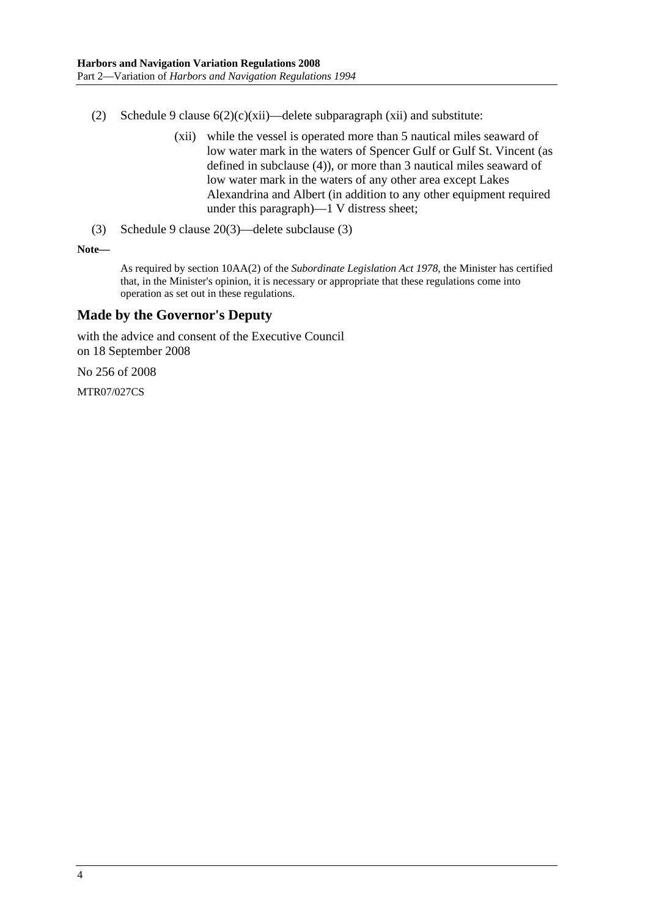(2) Schedule 9 clause 6(2)(c)(xii)—delete subparagraph (xii) and substitute:

> (xii) while the vessel is operated more than 5 nautical miles seaward of low water mark in the waters of Spencer Gulf or Gulf St. Vincent (as defined in subclause (4)), or more than 3 nautical miles seaward of low water mark in the waters of any other area except Lakes Alexandrina and Albert (in addition to any other equipment required under this paragraph)—1 V distress sheet;

(3) Schedule 9 clause 20(3)—delete subclause (3)

**Note—**

As required by section 10AA(2) of the *Subordinate Legislation Act 1978*, the Minister has certified that, in the Minister's opinion, it is necessary or appropriate that these regulations come into operation as set out in these regulations.

## Made by the Governor's Deputy

with the advice and consent of the Executive Council on 18 September 2008

No 256 of 2008

MTR07/027CS